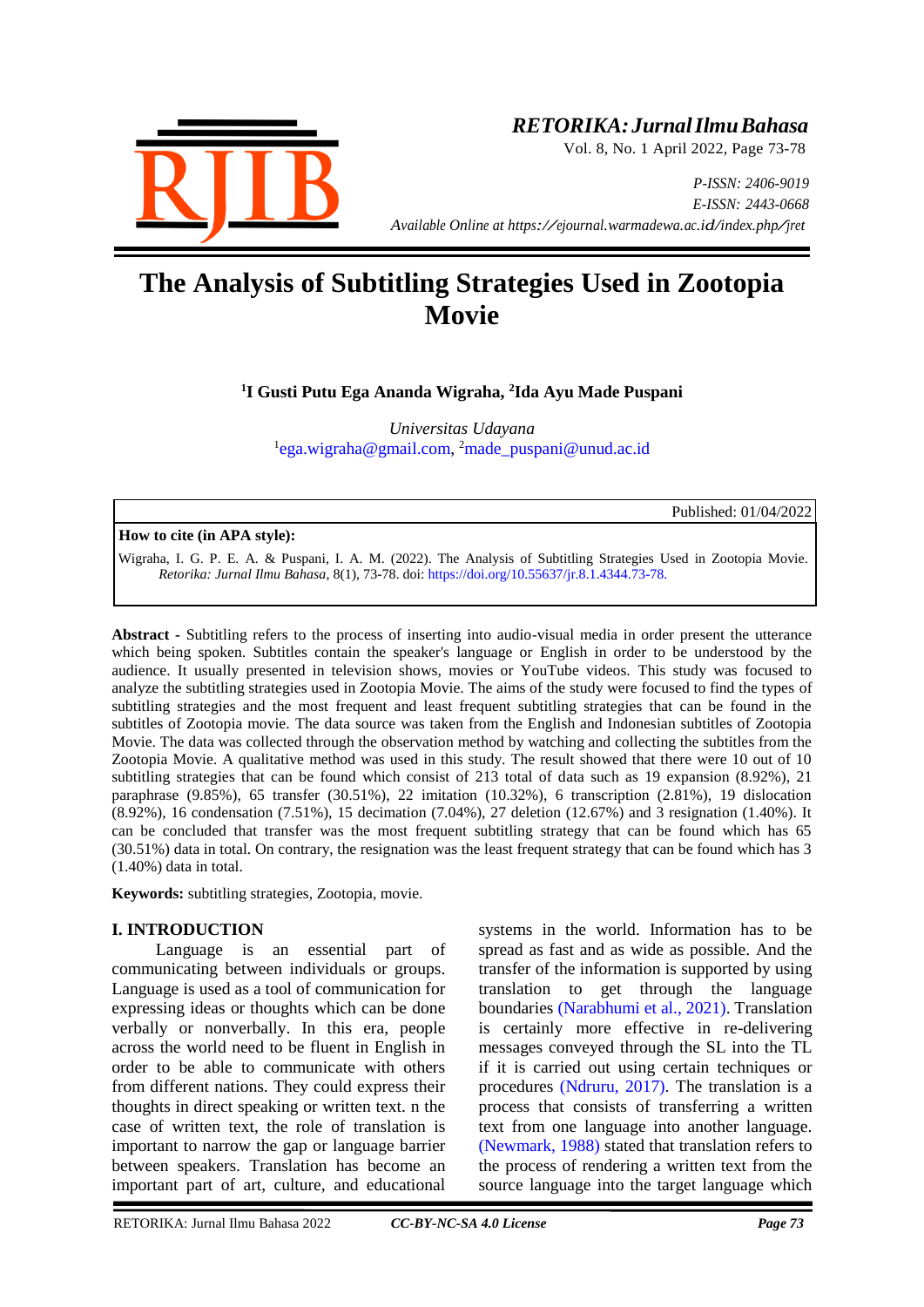**RETORIKA: Jurnal Ilmu Bahasa**
Vol. 8, No. 1 April 2022, Page 73-78

*P-ISSN: 2406-9019*
*E-ISSN: 2443-0668*
*Available Online at https://ejournal.warmadewa.ac.id/index.php/jret*

# The Analysis of Subtitling Strategies Used in Zootopia Movie

**[1]I Gusti Putu Ega Ananda Wigraha, [2]Ida Ayu Made Puspani**

*Universitas Udayana*
[1]ega.wigraha@gmail.com, [2]made_puspani@unud.ac.id

Published: 01/04/2022

**How to cite (in APA style):**

Wigraha, I. G. P. E. A. & Puspani, I. A. M. (2022). The Analysis of Subtitling Strategies Used in Zootopia Movie. *Retorika: Jurnal Ilmu Bahasa*, 8(1), 73-78. doi: https://doi.org/10.55637/jr.8.1.4344.73-78.

**Abstract -** Subtitling refers to the process of inserting into audio-visual media in order present the utterance which being spoken. Subtitles contain the speaker's language or English in order to be understood by the audience. It usually presented in television shows, movies or YouTube videos. This study was focused to analyze the subtitling strategies used in Zootopia Movie. The aims of the study were focused to find the types of subtitling strategies and the most frequent and least frequent subtitling strategies that can be found in the subtitles of Zootopia movie. The data source was taken from the English and Indonesian subtitles of Zootopia Movie. The data was collected through the observation method by watching and collecting the subtitles from the Zootopia Movie. A qualitative method was used in this study. The result showed that there were 10 out of 10 subtitling strategies that can be found which consist of 213 total of data such as 19 expansion (8.92%), 21 paraphrase (9.85%), 65 transfer (30.51%), 22 imitation (10.32%), 6 transcription (2.81%), 19 dislocation (8.92%), 16 condensation (7.51%), 15 decimation (7.04%), 27 deletion (12.67%) and 3 resignation (1.40%). It can be concluded that transfer was the most frequent subtitling strategy that can be found which has 65 (30.51%) data in total. On contrary, the resignation was the least frequent strategy that can be found which has 3 (1.40%) data in total.

**Keywords:** subtitling strategies, Zootopia, movie.

## I. INTRODUCTION

Language is an essential part of communicating between individuals or groups. Language is used as a tool of communication for expressing ideas or thoughts which can be done verbally or nonverbally. In this era, people across the world need to be fluent in English in order to be able to communicate with others from different nations. They could express their thoughts in direct speaking or written text. n the case of written text, the role of translation is important to narrow the gap or language barrier between speakers. Translation has become an important part of art, culture, and educational systems in the world. Information has to be spread as fast and as wide as possible. And the transfer of the information is supported by using translation to get through the language boundaries (Narabhumi et al., 2021). Translation is certainly more effective in re-delivering messages conveyed through the SL into the TL if it is carried out using certain techniques or procedures (Ndruru, 2017). The translation is a process that consists of transferring a written text from one language into another language. (Newmark, 1988) stated that translation refers to the process of rendering a written text from the source language into the target language which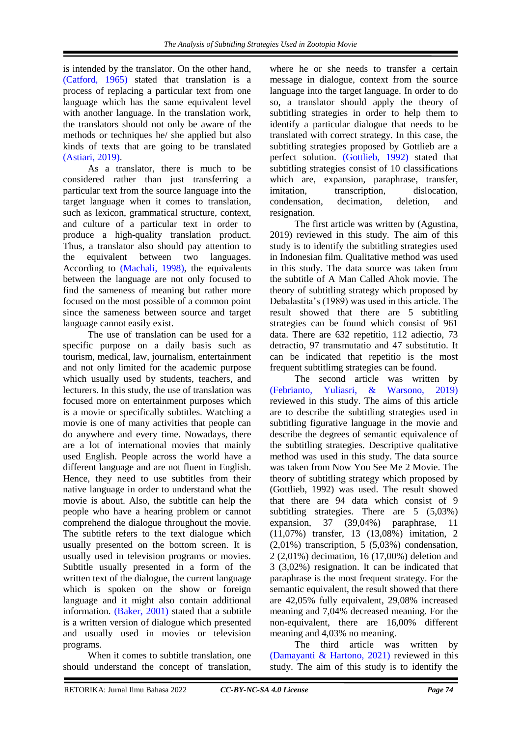is intended by the translator. On the other hand, (Catford, 1965) stated that translation is a process of replacing a particular text from one language which has the same equivalent level with another language. In the translation work, the translators should not only be aware of the methods or techniques he/ she applied but also kinds of texts that are going to be translated (Astiari, 2019).

As a translator, there is much to be considered rather than just transferring a particular text from the source language into the target language when it comes to translation, such as lexicon, grammatical structure, context, and culture of a particular text in order to produce a high-quality translation product. Thus, a translator also should pay attention to the equivalent between two languages. According to (Machali, 1998), the equivalents between the language are not only focused to find the sameness of meaning but rather more focused on the most possible of a common point since the sameness between source and target language cannot easily exist.

The use of translation can be used for a specific purpose on a daily basis such as tourism, medical, law, journalism, entertainment and not only limited for the academic purpose which usually used by students, teachers, and lecturers. In this study, the use of translation was focused more on entertainment purposes which is a movie or specifically subtitles. Watching a movie is one of many activities that people can do anywhere and every time. Nowadays, there are a lot of international movies that mainly used English. People across the world have a different language and are not fluent in English. Hence, they need to use subtitles from their native language in order to understand what the movie is about. Also, the subtitle can help the people who have a hearing problem or cannot comprehend the dialogue throughout the movie. The subtitle refers to the text dialogue which usually presented on the bottom screen. It is usually used in television programs or movies. Subtitle usually presented in a form of the written text of the dialogue, the current language which is spoken on the show or foreign language and it might also contain additional information. (Baker, 2001) stated that a subtitle is a written version of dialogue which presented and usually used in movies or television programs.

When it comes to subtitle translation, one should understand the concept of translation, where he or she needs to transfer a certain message in dialogue, context from the source language into the target language. In order to do so, a translator should apply the theory of subtitling strategies in order to help them to identify a particular dialogue that needs to be translated with correct strategy. In this case, the subtitling strategies proposed by Gottlieb are a perfect solution. (Gottlieb, 1992) stated that subtitling strategies consist of 10 classifications which are, expansion, paraphrase, transfer, imitation, transcription, dislocation, condensation, decimation, deletion, and resignation.

The first article was written by (Agustina, 2019) reviewed in this study. The aim of this study is to identify the subtitling strategies used in Indonesian film. Qualitative method was used in this study. The data source was taken from the subtitle of A Man Called Ahok movie. The theory of subtitling strategy which proposed by Debalastita's (1989) was used in this article. The result showed that there are 5 subtitling strategies can be found which consist of 961 data. There are 632 repetitio, 112 adiectio, 73 detractio, 97 transmutatio and 47 substitutio. It can be indicated that repetitio is the most frequent subtitlimg strategies can be found.

The second article was written by (Febrianto, Yuliasri, & Warsono, 2019) reviewed in this study. The aims of this article are to describe the subtitling strategies used in subtitling figurative language in the movie and describe the degrees of semantic equivalence of the subtitling strategies. Descriptive qualitative method was used in this study. The data source was taken from Now You See Me 2 Movie. The theory of subtitling strategy which proposed by (Gottlieb, 1992) was used. The result showed that there are 94 data which consist of 9 subtitling strategies. There are 5 (5,03%) expansion, 37 (39,04%) paraphrase, 11 (11,07%) transfer, 13 (13,08%) imitation, 2 (2,01%) transcription, 5 (5,03%) condensation, 2 (2,01%) decimation, 16 (17,00%) deletion and 3 (3,02%) resignation. It can be indicated that paraphrase is the most frequent strategy. For the semantic equivalent, the result showed that there are 42,05% fully equivalent, 29,08% increased meaning and 7,04% decreased meaning. For the non-equivalent, there are 16,00% different meaning and 4,03% no meaning.

The third article was written by (Damayanti & Hartono, 2021) reviewed in this study. The aim of this study is to identify the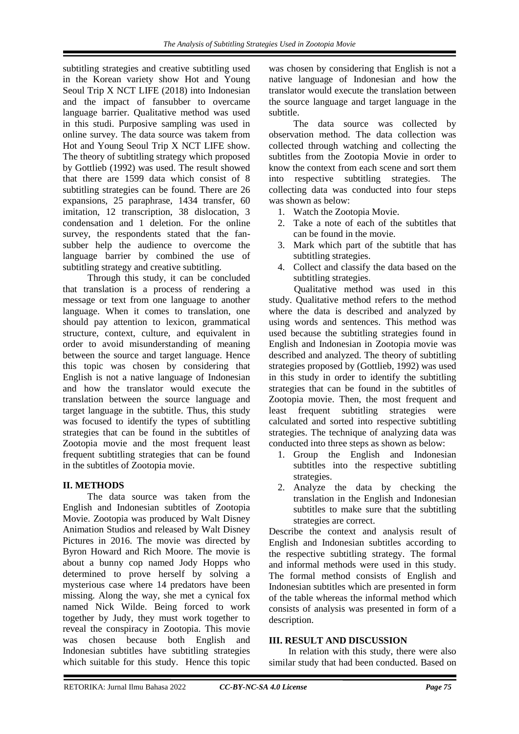subtitling strategies and creative subtitling used in the Korean variety show Hot and Young Seoul Trip X NCT LIFE (2018) into Indonesian and the impact of fansubber to overcame language barrier. Qualitative method was used in this studi. Purposive sampling was used in online survey. The data source was takem from Hot and Young Seoul Trip X NCT LIFE show. The theory of subtitling strategy which proposed by Gottlieb (1992) was used. The result showed that there are 1599 data which consist of 8 subtitling strategies can be found. There are 26 expansions, 25 paraphrase, 1434 transfer, 60 imitation, 12 transcription, 38 dislocation, 3 condensation and 1 deletion. For the online survey, the respondents stated that the fan-subber help the audience to overcome the language barrier by combined the use of subtitling strategy and creative subtitling.

Through this study, it can be concluded that translation is a process of rendering a message or text from one language to another language. When it comes to translation, one should pay attention to lexicon, grammatical structure, context, culture, and equivalent in order to avoid misunderstanding of meaning between the source and target language. Hence this topic was chosen by considering that English is not a native language of Indonesian and how the translator would execute the translation between the source language and target language in the subtitle. Thus, this study was focused to identify the types of subtitling strategies that can be found in the subtitles of Zootopia movie and the most frequent least frequent subtitling strategies that can be found in the subtitles of Zootopia movie.

## II. METHODS

The data source was taken from the English and Indonesian subtitles of Zootopia Movie. Zootopia was produced by Walt Disney Animation Studios and released by Walt Disney Pictures in 2016. The movie was directed by Byron Howard and Rich Moore. The movie is about a bunny cop named Jody Hopps who determined to prove herself by solving a mysterious case where 14 predators have been missing. Along the way, she met a cynical fox named Nick Wilde. Being forced to work together by Judy, they must work together to reveal the conspiracy in Zootopia. This movie was chosen because both English and Indonesian subtitles have subtitling strategies which suitable for this study. Hence this topic was chosen by considering that English is not a native language of Indonesian and how the translator would execute the translation between the source language and target language in the subtitle.

The data source was collected by observation method. The data collection was collected through watching and collecting the subtitles from the Zootopia Movie in order to know the context from each scene and sort them into respective subtitling strategies. The collecting data was conducted into four steps was shown as below:

1. Watch the Zootopia Movie.
2. Take a note of each of the subtitles that can be found in the movie.
3. Mark which part of the subtitle that has subtitling strategies.
4. Collect and classify the data based on the subtitling strategies.

Qualitative method was used in this study. Qualitative method refers to the method where the data is described and analyzed by using words and sentences. This method was used because the subtitling strategies found in English and Indonesian in Zootopia movie was described and analyzed. The theory of subtitling strategies proposed by (Gottlieb, 1992) was used in this study in order to identify the subtitling strategies that can be found in the subtitles of Zootopia movie. Then, the most frequent and least frequent subtitling strategies were calculated and sorted into respective subtitling strategies. The technique of analyzing data was conducted into three steps as shown as below:

1. Group the English and Indonesian subtitles into the respective subtitling strategies.
2. Analyze the data by checking the translation in the English and Indonesian subtitles to make sure that the subtitling strategies are correct.

Describe the context and analysis result of English and Indonesian subtitles according to the respective subtitling strategy. The formal and informal methods were used in this study. The formal method consists of English and Indonesian subtitles which are presented in form of the table whereas the informal method which consists of analysis was presented in form of a description.

## III. RESULT AND DISCUSSION

In relation with this study, there were also similar study that had been conducted. Based on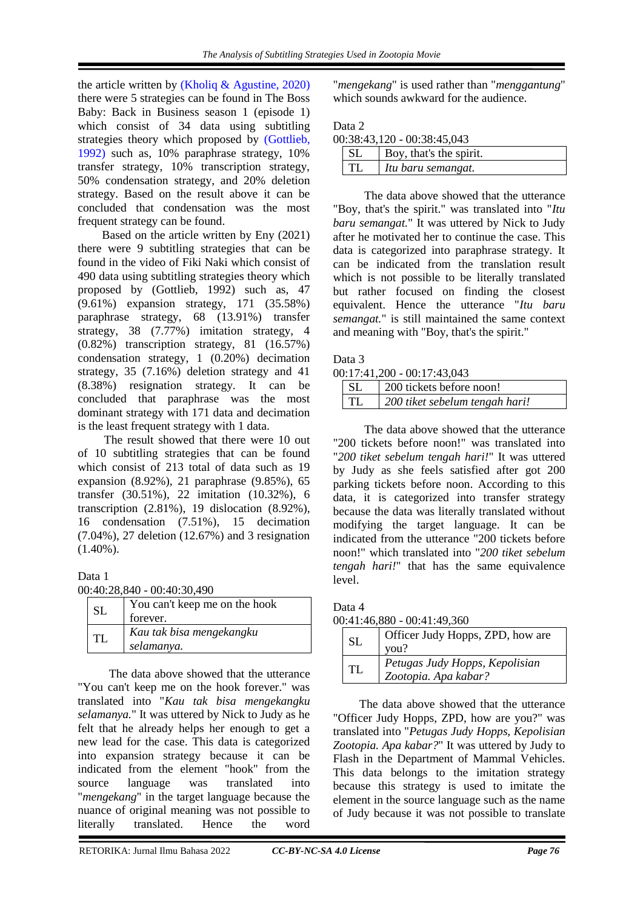the article written by (Kholiq & Agustine, 2020) there were 5 strategies can be found in The Boss Baby: Back in Business season 1 (episode 1) which consist of 34 data using subtitling strategies theory which proposed by (Gottlieb, 1992) such as, 10% paraphrase strategy, 10% transfer strategy, 10% transcription strategy, 50% condensation strategy, and 20% deletion strategy. Based on the result above it can be concluded that condensation was the most frequent strategy can be found.

Based on the article written by Eny (2021) there were 9 subtitling strategies that can be found in the video of Fiki Naki which consist of 490 data using subtitling strategies theory which proposed by (Gottlieb, 1992) such as, 47 (9.61%) expansion strategy, 171 (35.58%) paraphrase strategy, 68 (13.91%) transfer strategy, 38 (7.77%) imitation strategy, 4 (0.82%) transcription strategy, 81 (16.57%) condensation strategy, 1 (0.20%) decimation strategy, 35 (7.16%) deletion strategy and 41 (8.38%) resignation strategy. It can be concluded that paraphrase was the most dominant strategy with 171 data and decimation is the least frequent strategy with 1 data.

The result showed that there were 10 out of 10 subtitling strategies that can be found which consist of 213 total of data such as 19 expansion (8.92%), 21 paraphrase (9.85%), 65 transfer (30.51%), 22 imitation (10.32%), 6 transcription (2.81%), 19 dislocation (8.92%), 16 condensation (7.51%), 15 decimation (7.04%), 27 deletion (12.67%) and 3 resignation (1.40%).

Data 1

00:40:28,840 - 00:40:30,490

| | |
|---|---|
| SL | You can't keep me on the hook forever. |
| TL | *Kau tak bisa mengekangku selamanya.* |

The data above showed that the utterance "You can't keep me on the hook forever." was translated into "*Kau tak bisa mengekangku selamanya.*" It was uttered by Nick to Judy as he felt that he already helps her enough to get a new lead for the case. This data is categorized into expansion strategy because it can be indicated from the element "hook" from the source language was translated into "*mengekang*" in the target language because the nuance of original meaning was not possible to literally translated. Hence the word "*mengekang*" is used rather than "*menggantung*" which sounds awkward for the audience.

Data 2

00:38:43,120 - 00:38:45,043

| | |
|---|---|
| SL | Boy, that's the spirit. |
| TL | *Itu baru semangat.* |

The data above showed that the utterance "Boy, that's the spirit." was translated into "*Itu baru semangat.*" It was uttered by Nick to Judy after he motivated her to continue the case. This data is categorized into paraphrase strategy. It can be indicated from the translation result which is not possible to be literally translated but rather focused on finding the closest equivalent. Hence the utterance "*Itu baru semangat.*" is still maintained the same context and meaning with "Boy, that's the spirit."

Data 3

00:17:41,200 - 00:17:43,043

| | |
|---|---|
| SL | 200 tickets before noon! |
| TL | *200 tiket sebelum tengah hari!* |

The data above showed that the utterance "200 tickets before noon!" was translated into "*200 tiket sebelum tengah hari!*" It was uttered by Judy as she feels satisfied after got 200 parking tickets before noon. According to this data, it is categorized into transfer strategy because the data was literally translated without modifying the target language. It can be indicated from the utterance "200 tickets before noon!" which translated into "*200 tiket sebelum tengah hari!*" that has the same equivalence level.

Data 4

00:41:46,880 - 00:41:49,360

| | |
|---|---|
| SL | Officer Judy Hopps, ZPD, how are you? |
| TL | *Petugas Judy Hopps, Kepolisian Zootopia. Apa kabar?* |

The data above showed that the utterance "Officer Judy Hopps, ZPD, how are you?" was translated into "*Petugas Judy Hopps, Kepolisian Zootopia. Apa kabar?*" It was uttered by Judy to Flash in the Department of Mammal Vehicles. This data belongs to the imitation strategy because this strategy is used to imitate the element in the source language such as the name of Judy because it was not possible to translate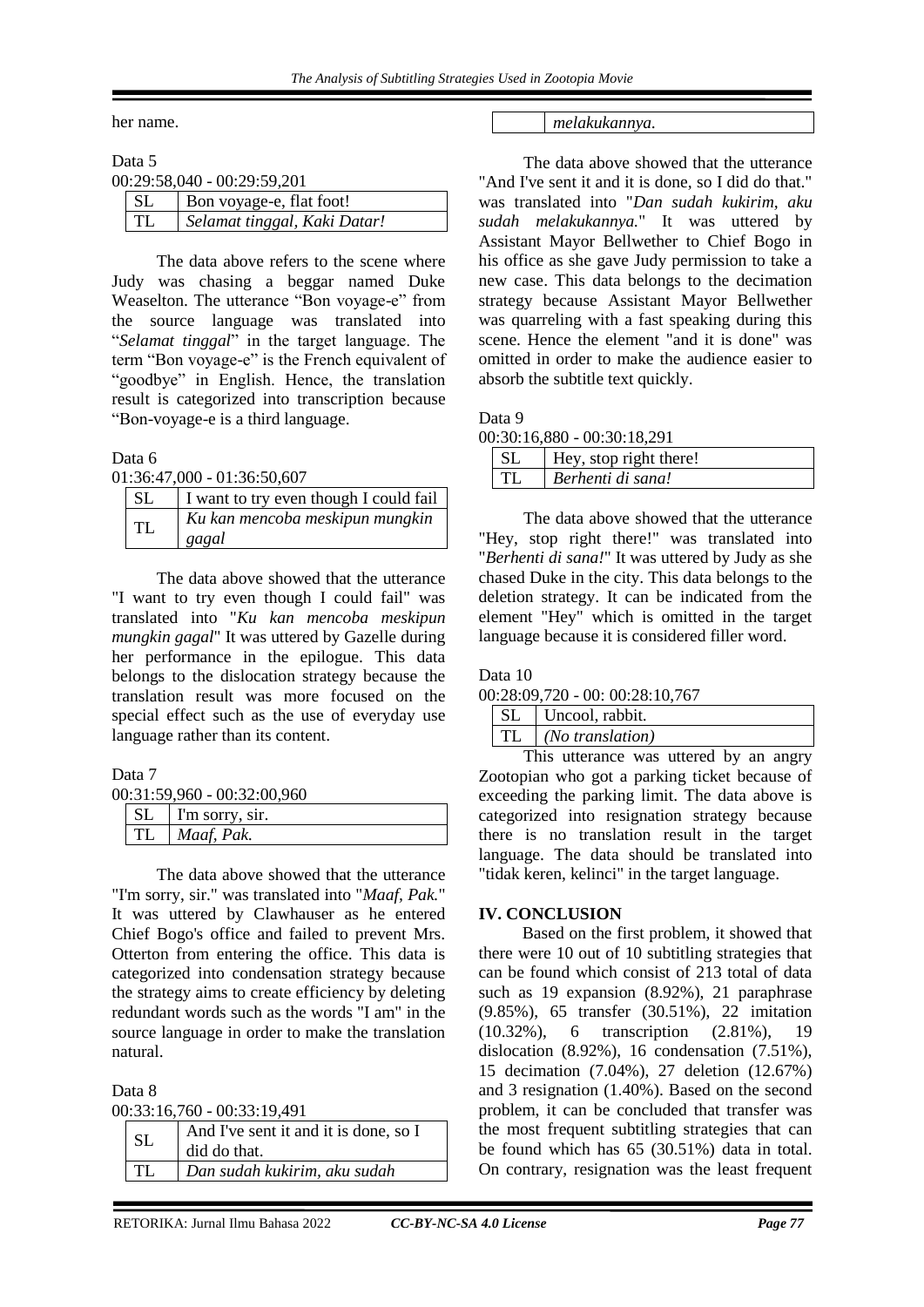her name.

Data 5

00:29:58,040 - 00:29:59,201

| SL | Bon voyage-e, flat foot! |
|---|---|
| TL | *Selamat tinggal, Kaki Datar!* |

The data above refers to the scene where Judy was chasing a beggar named Duke Weaselton. The utterance "Bon voyage-e" from the source language was translated into "*Selamat tinggal*" in the target language. The term "Bon voyage-e" is the French equivalent of "goodbye" in English. Hence, the translation result is categorized into transcription because "Bon-voyage-e is a third language.

Data 6

01:36:47,000 - 01:36:50,607

| SL | I want to try even though I could fail |
|---|---|
| TL | *Ku kan mencoba meskipun mungkin gagal* |

The data above showed that the utterance "I want to try even though I could fail" was translated into "*Ku kan mencoba meskipun mungkin gagal*" It was uttered by Gazelle during her performance in the epilogue. This data belongs to the dislocation strategy because the translation result was more focused on the special effect such as the use of everyday use language rather than its content.

Data 7

00:31:59,960 - 00:32:00,960

| SL | I'm sorry, sir. |
|---|---|
| TL | *Maaf, Pak.* |

The data above showed that the utterance "I'm sorry, sir." was translated into "*Maaf, Pak.*" It was uttered by Clawhauser as he entered Chief Bogo's office and failed to prevent Mrs. Otterton from entering the office. This data is categorized into condensation strategy because the strategy aims to create efficiency by deleting redundant words such as the words "I am" in the source language in order to make the translation natural.

Data 8

00:33:16,760 - 00:33:19,491

| SL | And I've sent it and it is done, so I did do that. |
|---|---|
| TL | *Dan sudah kukirim, aku sudah melakukannya.* |

The data above showed that the utterance "And I've sent it and it is done, so I did do that." was translated into "*Dan sudah kukirim, aku sudah melakukannya.*" It was uttered by Assistant Mayor Bellwether to Chief Bogo in his office as she gave Judy permission to take a new case. This data belongs to the decimation strategy because Assistant Mayor Bellwether was quarreling with a fast speaking during this scene. Hence the element "and it is done" was omitted in order to make the audience easier to absorb the subtitle text quickly.

Data 9

00:30:16,880 - 00:30:18,291

| SL | Hey, stop right there! |
|---|---|
| TL | *Berhenti di sana!* |

The data above showed that the utterance "Hey, stop right there!" was translated into "*Berhenti di sana!*" It was uttered by Judy as she chased Duke in the city. This data belongs to the deletion strategy. It can be indicated from the element "Hey" which is omitted in the target language because it is considered filler word.

Data 10

00:28:09,720 - 00: 00:28:10,767

| SL | Uncool, rabbit. |
|---|---|
| TL | *(No translation)* |

This utterance was uttered by an angry Zootopian who got a parking ticket because of exceeding the parking limit. The data above is categorized into resignation strategy because there is no translation result in the target language. The data should be translated into "tidak keren, kelinci" in the target language.

## IV. CONCLUSION

Based on the first problem, it showed that there were 10 out of 10 subtitling strategies that can be found which consist of 213 total of data such as 19 expansion (8.92%), 21 paraphrase (9.85%), 65 transfer (30.51%), 22 imitation (10.32%), 6 transcription (2.81%), 19 dislocation (8.92%), 16 condensation (7.51%), 15 decimation (7.04%), 27 deletion (12.67%) and 3 resignation (1.40%). Based on the second problem, it can be concluded that transfer was the most frequent subtitling strategies that can be found which has 65 (30.51%) data in total. On contrary, resignation was the least frequent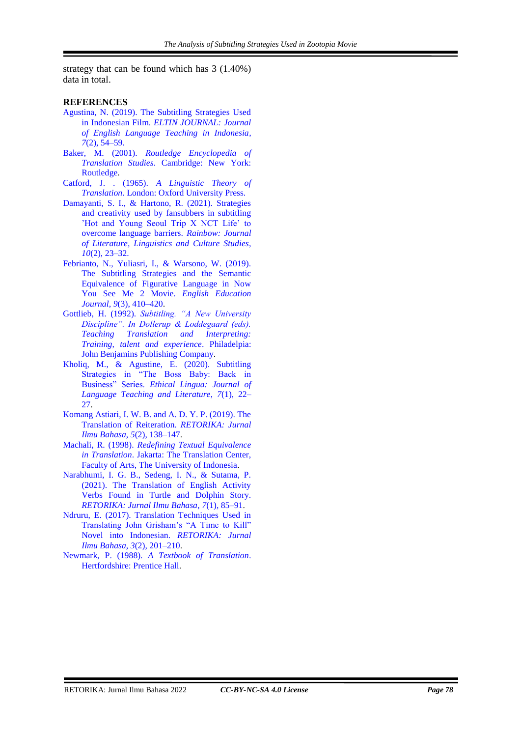strategy that can be found which has 3 (1.40%) data in total.

## REFERENCES

Agustina, N. (2019). The Subtitling Strategies Used in Indonesian Film. *ELTIN JOURNAL: Journal of English Language Teaching in Indonesia*, *7*(2), 54–59.

Baker, M. (2001). *Routledge Encyclopedia of Translation Studies*. Cambridge: New York: Routledge.

Catford, J. . (1965). *A Linguistic Theory of Translation*. London: Oxford University Press.

Damayanti, S. I., & Hartono, R. (2021). Strategies and creativity used by fansubbers in subtitling 'Hot and Young Seoul Trip X NCT Life' to overcome language barriers. *Rainbow: Journal of Literature, Linguistics and Culture Studies*, *10*(2), 23–32.

Febrianto, N., Yuliasri, I., & Warsono, W. (2019). The Subtitling Strategies and the Semantic Equivalence of Figurative Language in Now You See Me 2 Movie. *English Education Journal*, *9*(3), 410–420.

Gottlieb, H. (1992). *Subtitling. "A New University Discipline". In Dollerup & Loddegaard (eds). Teaching Translation and Interpreting: Training, talent and experience*. Philadelpia: John Benjamins Publishing Company.

Kholiq, M., & Agustine, E. (2020). Subtitling Strategies in "The Boss Baby: Back in Business" Series. *Ethical Lingua: Journal of Language Teaching and Literature*, *7*(1), 22–27.

Komang Astiari, I. W. B. and A. D. Y. P. (2019). The Translation of Reiteration. *RETORIKA: Jurnal Ilmu Bahasa*, *5*(2), 138–147.

Machali, R. (1998). *Redefining Textual Equivalence in Translation*. Jakarta: The Translation Center, Faculty of Arts, The University of Indonesia.

Narabhumi, I. G. B., Sedeng, I. N., & Sutama, P. (2021). The Translation of English Activity Verbs Found in Turtle and Dolphin Story. *RETORIKA: Jurnal Ilmu Bahasa*, *7*(1), 85–91.

Ndruru, E. (2017). Translation Techniques Used in Translating John Grisham's "A Time to Kill" Novel into Indonesian. *RETORIKA: Jurnal Ilmu Bahasa*, *3*(2), 201–210.

Newmark, P. (1988). *A Textbook of Translation*. Hertfordshire: Prentice Hall.